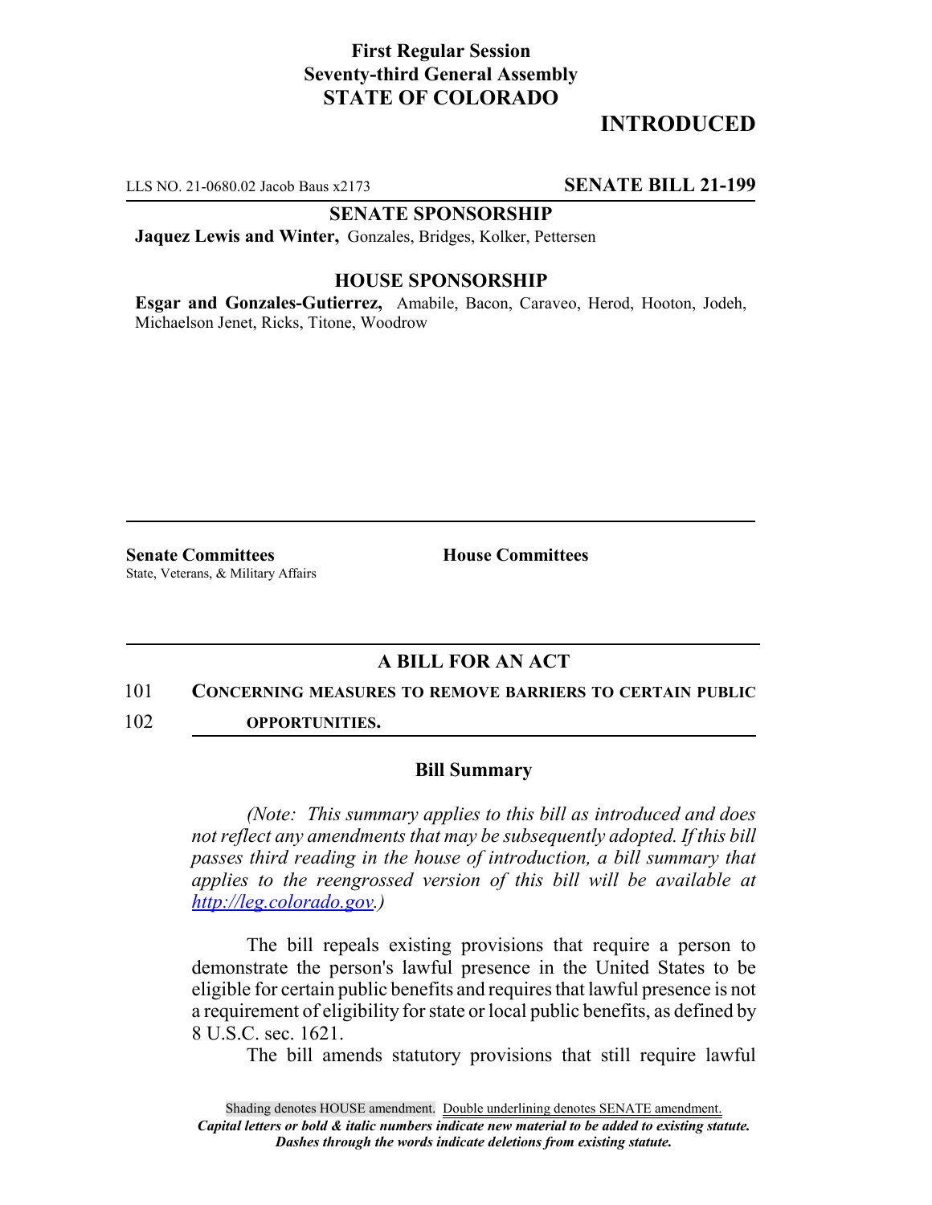**First Regular Session**
**Seventy-third General Assembly**
**STATE OF COLORADO**

# INTRODUCED

LLS NO. 21-0680.02 Jacob Baus x2173 **SENATE BILL 21-199**

**SENATE SPONSORSHIP**

**Jaquez Lewis and Winter,** Gonzales, Bridges, Kolker, Pettersen

**HOUSE SPONSORSHIP**

**Esgar and Gonzales-Gutierrez,** Amabile, Bacon, Caraveo, Herod, Hooton, Jodeh, Michaelson Jenet, Ricks, Titone, Woodrow

**Senate Committees**
State, Veterans, & Military Affairs

**House Committees**

## A BILL FOR AN ACT

101 **CONCERNING MEASURES TO REMOVE BARRIERS TO CERTAIN PUBLIC**
102 **OPPORTUNITIES.**

### Bill Summary

*(Note: This summary applies to this bill as introduced and does not reflect any amendments that may be subsequently adopted. If this bill passes third reading in the house of introduction, a bill summary that applies to the reengrossed version of this bill will be available at http://leg.colorado.gov.)*

The bill repeals existing provisions that require a person to demonstrate the person's lawful presence in the United States to be eligible for certain public benefits and requires that lawful presence is not a requirement of eligibility for state or local public benefits, as defined by 8 U.S.C. sec. 1621.

The bill amends statutory provisions that still require lawful

Shading denotes HOUSE amendment. Double underlining denotes SENATE amendment.
*Capital letters or bold & italic numbers indicate new material to be added to existing statute.*
*Dashes through the words indicate deletions from existing statute.*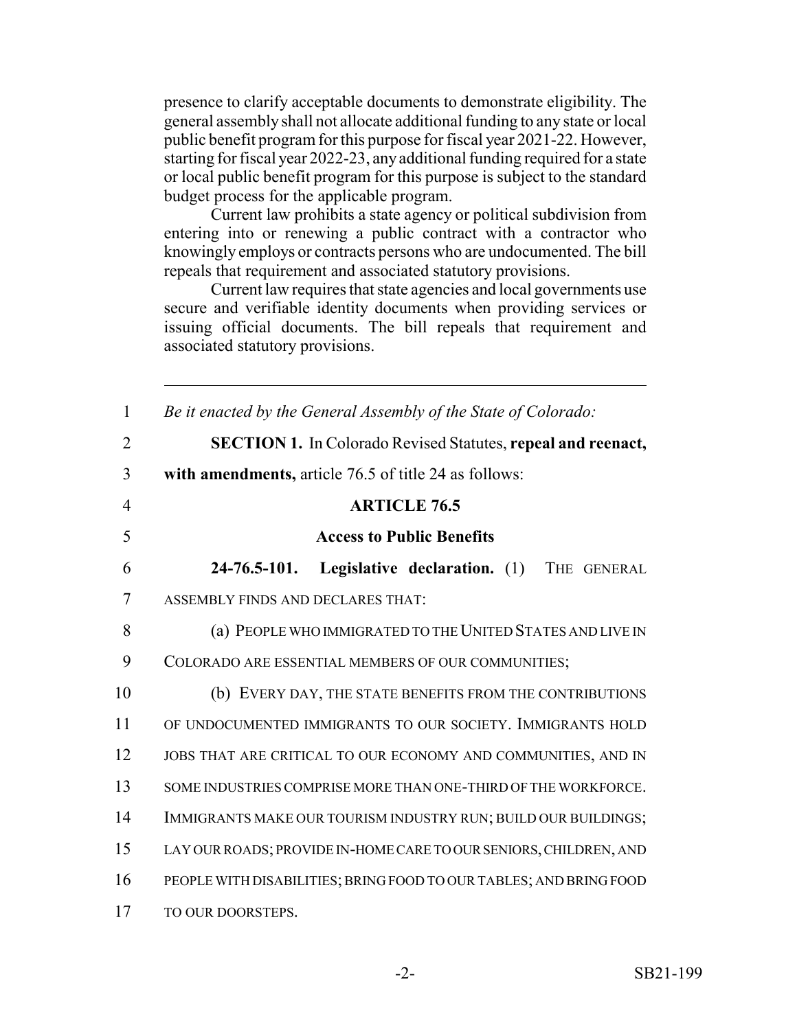presence to clarify acceptable documents to demonstrate eligibility. The general assembly shall not allocate additional funding to any state or local public benefit program for this purpose for fiscal year 2021-22. However, starting for fiscal year 2022-23, any additional funding required for a state or local public benefit program for this purpose is subject to the standard budget process for the applicable program.

Current law prohibits a state agency or political subdivision from entering into or renewing a public contract with a contractor who knowingly employs or contracts persons who are undocumented. The bill repeals that requirement and associated statutory provisions.

Current law requires that state agencies and local governments use secure and verifiable identity documents when providing services or issuing official documents. The bill repeals that requirement and associated statutory provisions.

---

1 *Be it enacted by the General Assembly of the State of Colorado:*

2 **SECTION 1.** In Colorado Revised Statutes, **repeal and reenact,**
3 **with amendments,** article 76.5 of title 24 as follows:

4 **ARTICLE 76.5**

5 **Access to Public Benefits**

6 **24-76.5-101. Legislative declaration.** (1) THE GENERAL
7 ASSEMBLY FINDS AND DECLARES THAT:

8 (a) PEOPLE WHO IMMIGRATED TO THE UNITED STATES AND LIVE IN
9 COLORADO ARE ESSENTIAL MEMBERS OF OUR COMMUNITIES;

10 (b) EVERY DAY, THE STATE BENEFITS FROM THE CONTRIBUTIONS
11 OF UNDOCUMENTED IMMIGRANTS TO OUR SOCIETY. IMMIGRANTS HOLD
12 JOBS THAT ARE CRITICAL TO OUR ECONOMY AND COMMUNITIES, AND IN
13 SOME INDUSTRIES COMPRISE MORE THAN ONE-THIRD OF THE WORKFORCE.
14 IMMIGRANTS MAKE OUR TOURISM INDUSTRY RUN; BUILD OUR BUILDINGS;
15 LAY OUR ROADS; PROVIDE IN-HOME CARE TO OUR SENIORS, CHILDREN, AND
16 PEOPLE WITH DISABILITIES; BRING FOOD TO OUR TABLES; AND BRING FOOD
17 TO OUR DOORSTEPS.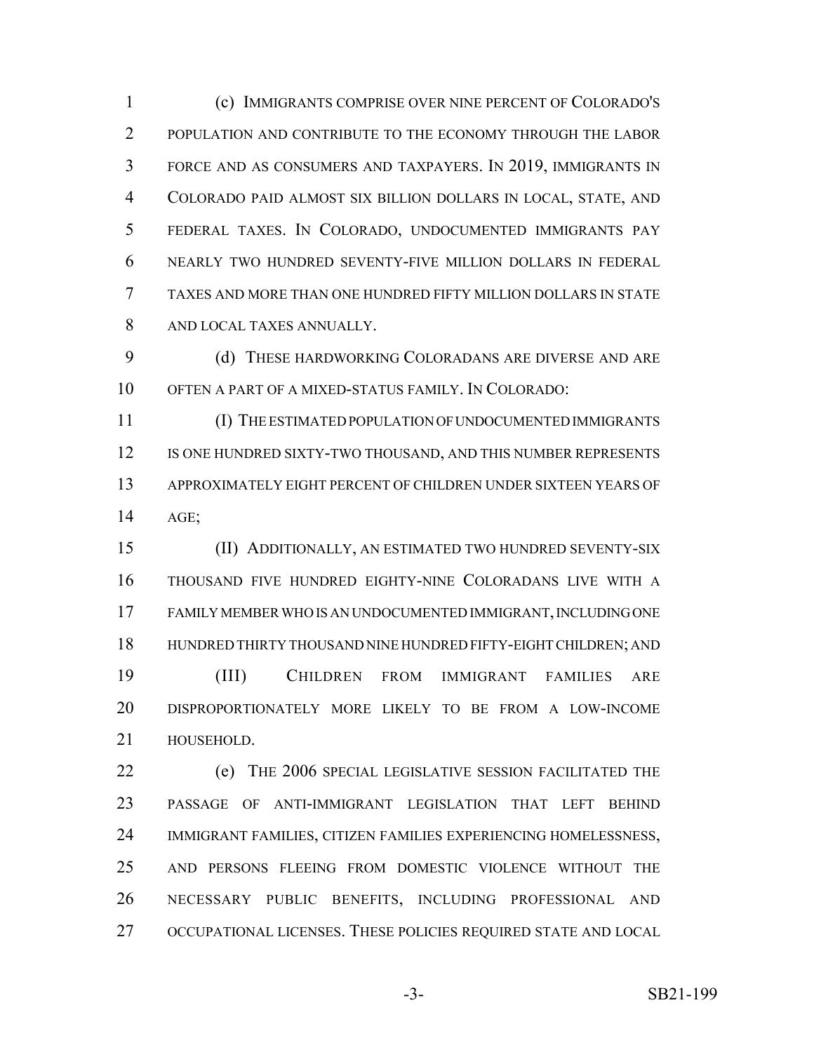(c) IMMIGRANTS COMPRISE OVER NINE PERCENT OF COLORADO'S POPULATION AND CONTRIBUTE TO THE ECONOMY THROUGH THE LABOR FORCE AND AS CONSUMERS AND TAXPAYERS. IN 2019, IMMIGRANTS IN COLORADO PAID ALMOST SIX BILLION DOLLARS IN LOCAL, STATE, AND FEDERAL TAXES. IN COLORADO, UNDOCUMENTED IMMIGRANTS PAY NEARLY TWO HUNDRED SEVENTY-FIVE MILLION DOLLARS IN FEDERAL TAXES AND MORE THAN ONE HUNDRED FIFTY MILLION DOLLARS IN STATE AND LOCAL TAXES ANNUALLY.

(d) THESE HARDWORKING COLORADANS ARE DIVERSE AND ARE OFTEN A PART OF A MIXED-STATUS FAMILY. IN COLORADO:

(I) THE ESTIMATED POPULATION OF UNDOCUMENTED IMMIGRANTS IS ONE HUNDRED SIXTY-TWO THOUSAND, AND THIS NUMBER REPRESENTS APPROXIMATELY EIGHT PERCENT OF CHILDREN UNDER SIXTEEN YEARS OF AGE;

(II) ADDITIONALLY, AN ESTIMATED TWO HUNDRED SEVENTY-SIX THOUSAND FIVE HUNDRED EIGHTY-NINE COLORADANS LIVE WITH A FAMILY MEMBER WHO IS AN UNDOCUMENTED IMMIGRANT, INCLUDING ONE HUNDRED THIRTY THOUSAND NINE HUNDRED FIFTY-EIGHT CHILDREN; AND

(III) CHILDREN FROM IMMIGRANT FAMILIES ARE DISPROPORTIONATELY MORE LIKELY TO BE FROM A LOW-INCOME HOUSEHOLD.

(e) THE 2006 SPECIAL LEGISLATIVE SESSION FACILITATED THE PASSAGE OF ANTI-IMMIGRANT LEGISLATION THAT LEFT BEHIND IMMIGRANT FAMILIES, CITIZEN FAMILIES EXPERIENCING HOMELESSNESS, AND PERSONS FLEEING FROM DOMESTIC VIOLENCE WITHOUT THE NECESSARY PUBLIC BENEFITS, INCLUDING PROFESSIONAL AND OCCUPATIONAL LICENSES. THESE POLICIES REQUIRED STATE AND LOCAL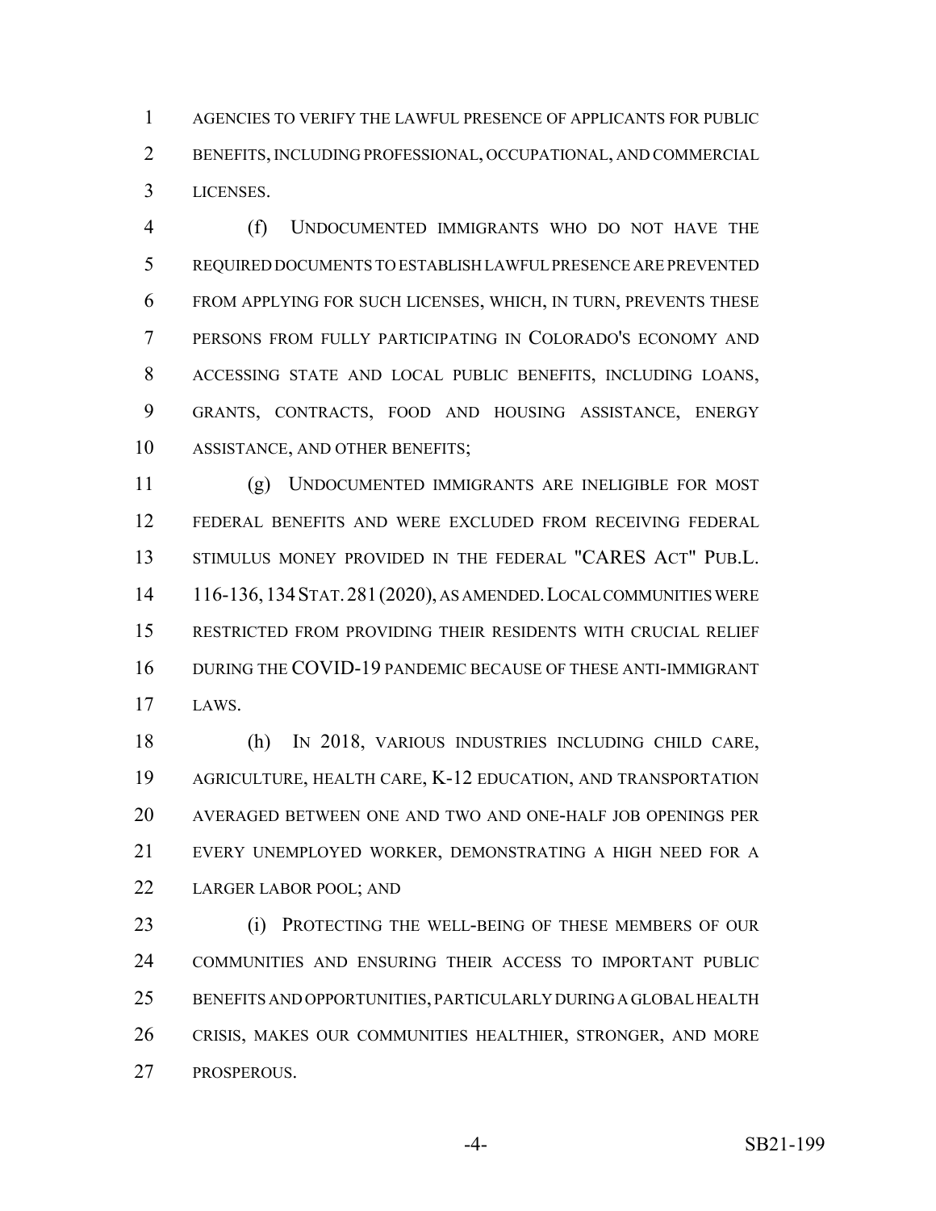AGENCIES TO VERIFY THE LAWFUL PRESENCE OF APPLICANTS FOR PUBLIC BENEFITS, INCLUDING PROFESSIONAL, OCCUPATIONAL, AND COMMERCIAL LICENSES.

(f) UNDOCUMENTED IMMIGRANTS WHO DO NOT HAVE THE REQUIRED DOCUMENTS TO ESTABLISH LAWFUL PRESENCE ARE PREVENTED FROM APPLYING FOR SUCH LICENSES, WHICH, IN TURN, PREVENTS THESE PERSONS FROM FULLY PARTICIPATING IN COLORADO'S ECONOMY AND ACCESSING STATE AND LOCAL PUBLIC BENEFITS, INCLUDING LOANS, GRANTS, CONTRACTS, FOOD AND HOUSING ASSISTANCE, ENERGY ASSISTANCE, AND OTHER BENEFITS;

(g) UNDOCUMENTED IMMIGRANTS ARE INELIGIBLE FOR MOST FEDERAL BENEFITS AND WERE EXCLUDED FROM RECEIVING FEDERAL STIMULUS MONEY PROVIDED IN THE FEDERAL "CARES ACT" PUB.L. 116-136, 134 STAT. 281 (2020), AS AMENDED. LOCAL COMMUNITIES WERE RESTRICTED FROM PROVIDING THEIR RESIDENTS WITH CRUCIAL RELIEF DURING THE COVID-19 PANDEMIC BECAUSE OF THESE ANTI-IMMIGRANT LAWS.

(h) IN 2018, VARIOUS INDUSTRIES INCLUDING CHILD CARE, AGRICULTURE, HEALTH CARE, K-12 EDUCATION, AND TRANSPORTATION AVERAGED BETWEEN ONE AND TWO AND ONE-HALF JOB OPENINGS PER EVERY UNEMPLOYED WORKER, DEMONSTRATING A HIGH NEED FOR A LARGER LABOR POOL; AND

(i) PROTECTING THE WELL-BEING OF THESE MEMBERS OF OUR COMMUNITIES AND ENSURING THEIR ACCESS TO IMPORTANT PUBLIC BENEFITS AND OPPORTUNITIES, PARTICULARLY DURING A GLOBAL HEALTH CRISIS, MAKES OUR COMMUNITIES HEALTHIER, STRONGER, AND MORE PROSPEROUS.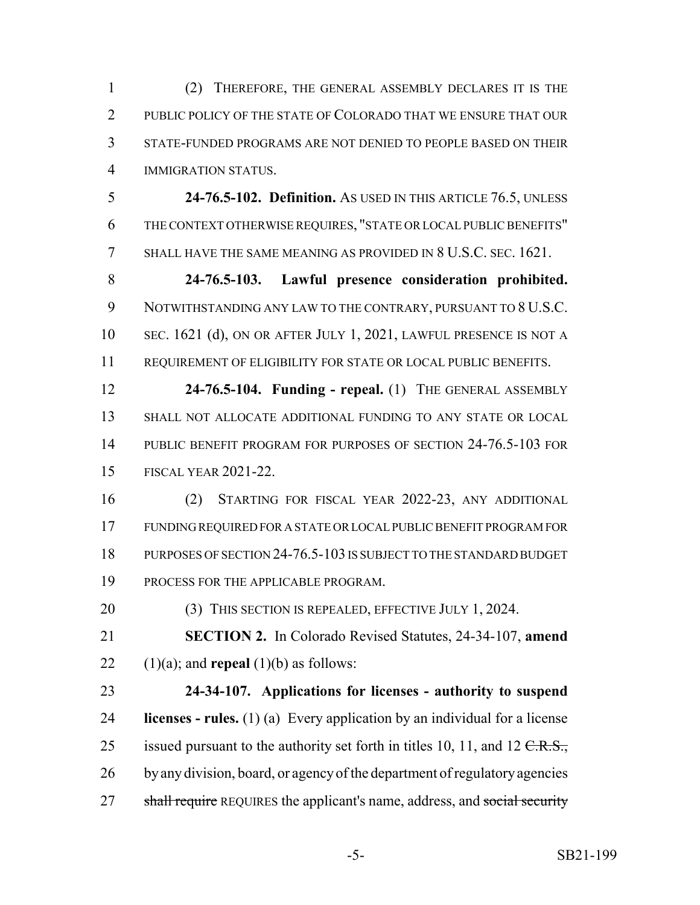(2) THEREFORE, THE GENERAL ASSEMBLY DECLARES IT IS THE PUBLIC POLICY OF THE STATE OF COLORADO THAT WE ENSURE THAT OUR STATE-FUNDED PROGRAMS ARE NOT DENIED TO PEOPLE BASED ON THEIR IMMIGRATION STATUS.

**24-76.5-102. Definition.** AS USED IN THIS ARTICLE 76.5, UNLESS THE CONTEXT OTHERWISE REQUIRES, "STATE OR LOCAL PUBLIC BENEFITS" SHALL HAVE THE SAME MEANING AS PROVIDED IN 8 U.S.C. SEC. 1621.

**24-76.5-103. Lawful presence consideration prohibited.** NOTWITHSTANDING ANY LAW TO THE CONTRARY, PURSUANT TO 8 U.S.C. SEC. 1621 (d), ON OR AFTER JULY 1, 2021, LAWFUL PRESENCE IS NOT A REQUIREMENT OF ELIGIBILITY FOR STATE OR LOCAL PUBLIC BENEFITS.

**24-76.5-104. Funding - repeal.** (1) THE GENERAL ASSEMBLY SHALL NOT ALLOCATE ADDITIONAL FUNDING TO ANY STATE OR LOCAL PUBLIC BENEFIT PROGRAM FOR PURPOSES OF SECTION 24-76.5-103 FOR FISCAL YEAR 2021-22.

(2) STARTING FOR FISCAL YEAR 2022-23, ANY ADDITIONAL FUNDING REQUIRED FOR A STATE OR LOCAL PUBLIC BENEFIT PROGRAM FOR PURPOSES OF SECTION 24-76.5-103 IS SUBJECT TO THE STANDARD BUDGET PROCESS FOR THE APPLICABLE PROGRAM.

(3) THIS SECTION IS REPEALED, EFFECTIVE JULY 1, 2024.

**SECTION 2.** In Colorado Revised Statutes, 24-34-107, **amend** (1)(a); and **repeal** (1)(b) as follows:

**24-34-107. Applications for licenses - authority to suspend licenses - rules.** (1) (a) Every application by an individual for a license issued pursuant to the authority set forth in titles 10, 11, and 12 ~~C.R.S.,~~ by any division, board, or agency of the department of regulatory agencies ~~shall require~~ REQUIRES the applicant's name, address, and ~~social security~~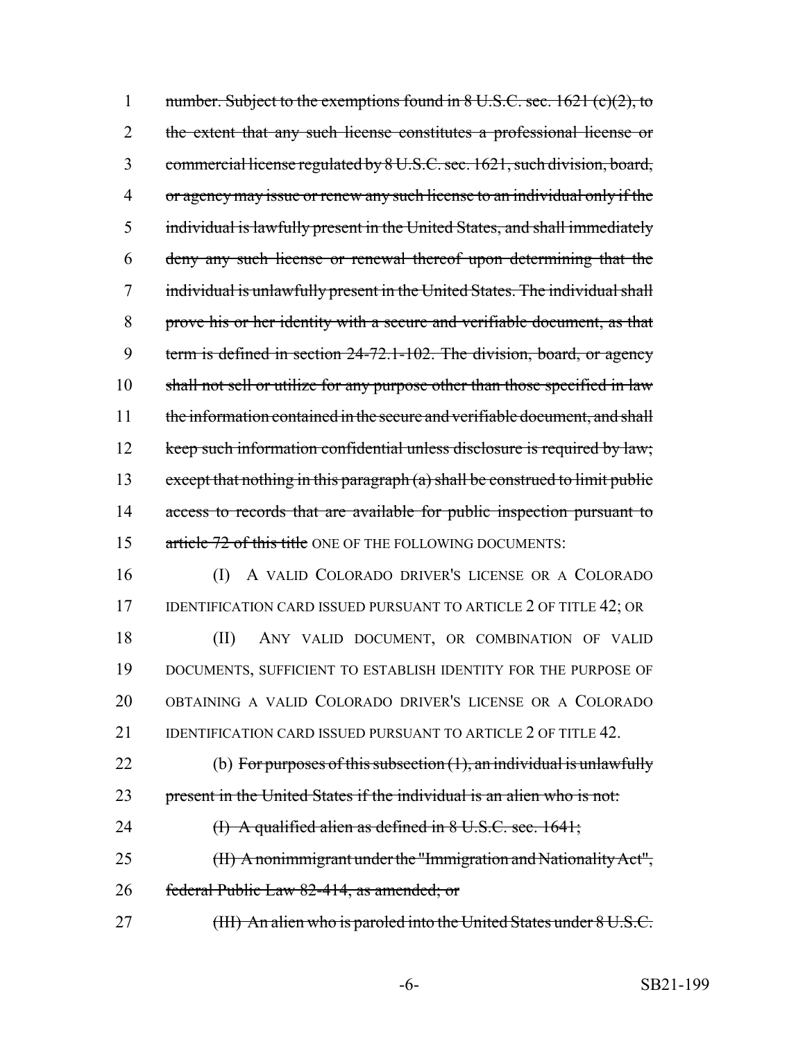number. ~~Subject to the exemptions found in 8 U.S.C. sec. 1621 (c)(2), to the extent that any such license constitutes a professional license or commercial license regulated by 8 U.S.C. sec. 1621, such division, board, or agency may issue or renew any such license to an individual only if the individual is lawfully present in the United States, and shall immediately deny any such license or renewal thereof upon determining that the individual is unlawfully present in the United States. The individual shall prove his or her identity with a secure and verifiable document, as that term is defined in section 24-72.1-102. The division, board, or agency shall not sell or utilize for any purpose other than those specified in law the information contained in the secure and verifiable document, and shall keep such information confidential unless disclosure is required by law; except that nothing in this paragraph (a) shall be construed to limit public access to records that are available for public inspection pursuant to article 72 of this title~~ ONE OF THE FOLLOWING DOCUMENTS:

(I) A VALID COLORADO DRIVER'S LICENSE OR A COLORADO IDENTIFICATION CARD ISSUED PURSUANT TO ARTICLE 2 OF TITLE 42; OR

(II) ANY VALID DOCUMENT, OR COMBINATION OF VALID DOCUMENTS, SUFFICIENT TO ESTABLISH IDENTITY FOR THE PURPOSE OF OBTAINING A VALID COLORADO DRIVER'S LICENSE OR A COLORADO IDENTIFICATION CARD ISSUED PURSUANT TO ARTICLE 2 OF TITLE 42.

(b) ~~For purposes of this subsection (1), an individual is unlawfully present in the United States if the individual is an alien who is not:~~

~~(I) A qualified alien as defined in 8 U.S.C. sec. 1641;~~

~~(II) A nonimmigrant under the "Immigration and Nationality Act", federal Public Law 82-414, as amended; or~~

~~(III) An alien who is paroled into the United States under 8 U.S.C.~~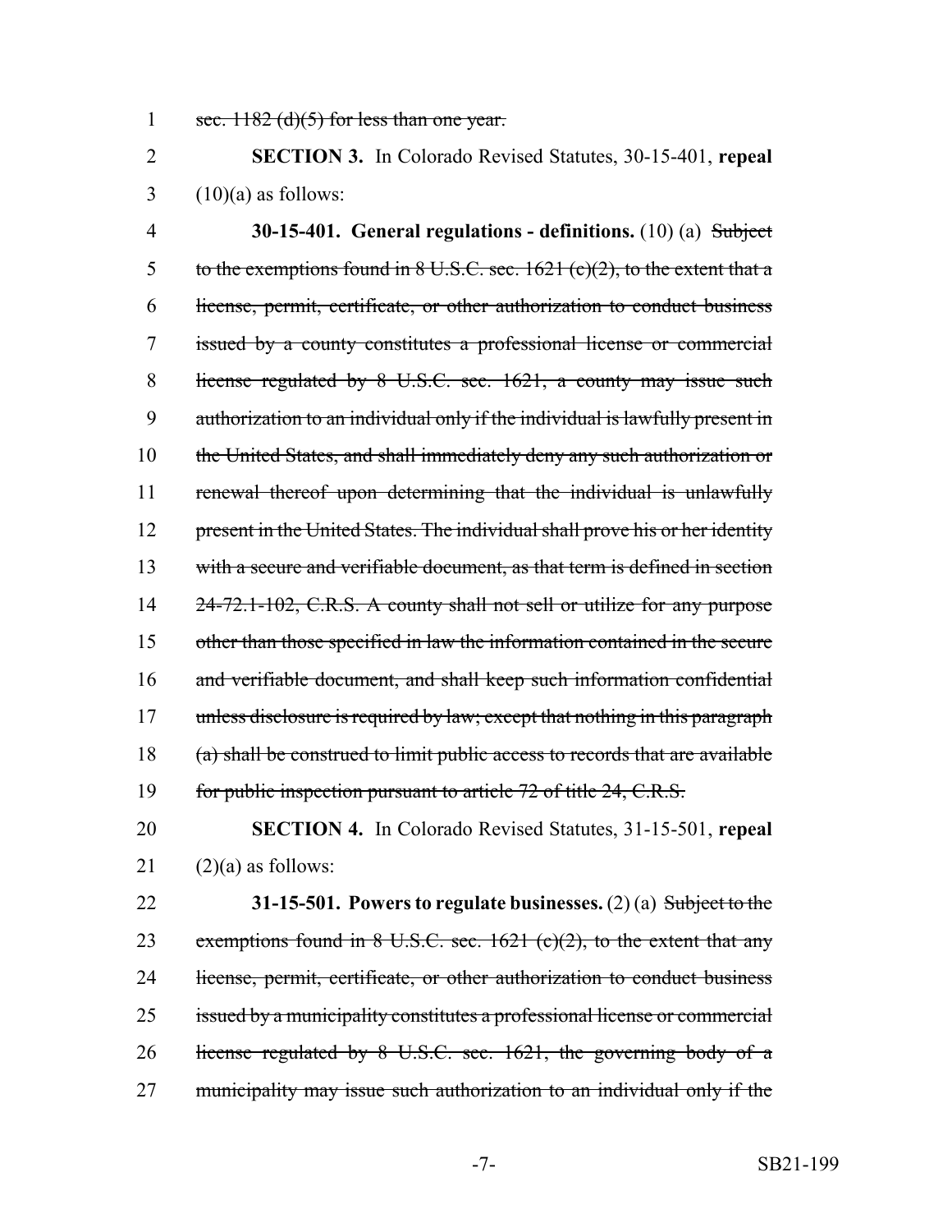1 ~~sec. 1182 (d)(5) for less than one year.~~

2 **SECTION 3.** In Colorado Revised Statutes, 30-15-401, **repeal**
3 (10)(a) as follows:

4 **30-15-401. General regulations - definitions.** (10) (a) ~~Subject~~
5 ~~to the exemptions found in 8 U.S.C. sec. 1621 (c)(2), to the extent that a~~
6 ~~license, permit, certificate, or other authorization to conduct business~~
7 ~~issued by a county constitutes a professional license or commercial~~
8 ~~license regulated by 8 U.S.C. sec. 1621, a county may issue such~~
9 ~~authorization to an individual only if the individual is lawfully present in~~
10 ~~the United States, and shall immediately deny any such authorization or~~
11 ~~renewal thereof upon determining that the individual is unlawfully~~
12 ~~present in the United States. The individual shall prove his or her identity~~
13 ~~with a secure and verifiable document, as that term is defined in section~~
14 ~~24-72.1-102, C.R.S. A county shall not sell or utilize for any purpose~~
15 ~~other than those specified in law the information contained in the secure~~
16 ~~and verifiable document, and shall keep such information confidential~~
17 ~~unless disclosure is required by law; except that nothing in this paragraph~~
18 ~~(a) shall be construed to limit public access to records that are available~~
19 ~~for public inspection pursuant to article 72 of title 24, C.R.S.~~

20 **SECTION 4.** In Colorado Revised Statutes, 31-15-501, **repeal**
21 (2)(a) as follows:

22 **31-15-501. Powers to regulate businesses.** (2) (a) ~~Subject to the~~
23 ~~exemptions found in 8 U.S.C. sec. 1621 (c)(2), to the extent that any~~
24 ~~license, permit, certificate, or other authorization to conduct business~~
25 ~~issued by a municipality constitutes a professional license or commercial~~
26 ~~license regulated by 8 U.S.C. sec. 1621, the governing body of a~~
27 ~~municipality may issue such authorization to an individual only if the~~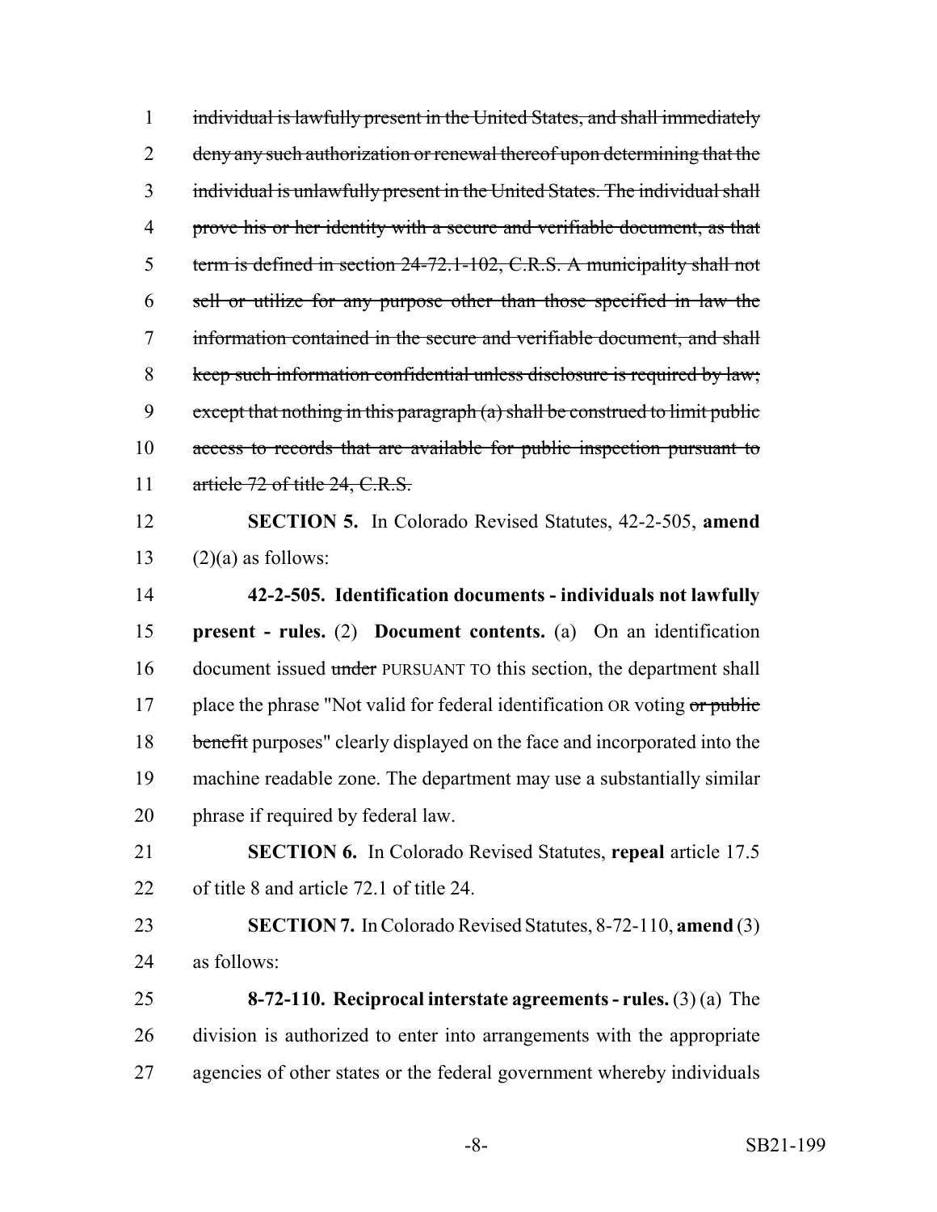~~individual is lawfully present in the United States, and shall immediately deny any such authorization or renewal thereof upon determining that the individual is unlawfully present in the United States. The individual shall prove his or her identity with a secure and verifiable document, as that term is defined in section 24-72.1-102, C.R.S. A municipality shall not sell or utilize for any purpose other than those specified in law the information contained in the secure and verifiable document, and shall keep such information confidential unless disclosure is required by law; except that nothing in this paragraph (a) shall be construed to limit public access to records that are available for public inspection pursuant to article 72 of title 24, C.R.S.~~

**SECTION 5.** In Colorado Revised Statutes, 42-2-505, **amend** (2)(a) as follows:

**42-2-505. Identification documents - individuals not lawfully present - rules.** (2) **Document contents.** (a) On an identification document issued ~~under~~ PURSUANT TO this section, the department shall place the phrase "Not valid for federal identification OR voting ~~or public benefit~~ purposes" clearly displayed on the face and incorporated into the machine readable zone. The department may use a substantially similar phrase if required by federal law.

**SECTION 6.** In Colorado Revised Statutes, **repeal** article 17.5 of title 8 and article 72.1 of title 24.

**SECTION 7.** In Colorado Revised Statutes, 8-72-110, **amend** (3) as follows:

**8-72-110. Reciprocal interstate agreements - rules.** (3) (a) The division is authorized to enter into arrangements with the appropriate agencies of other states or the federal government whereby individuals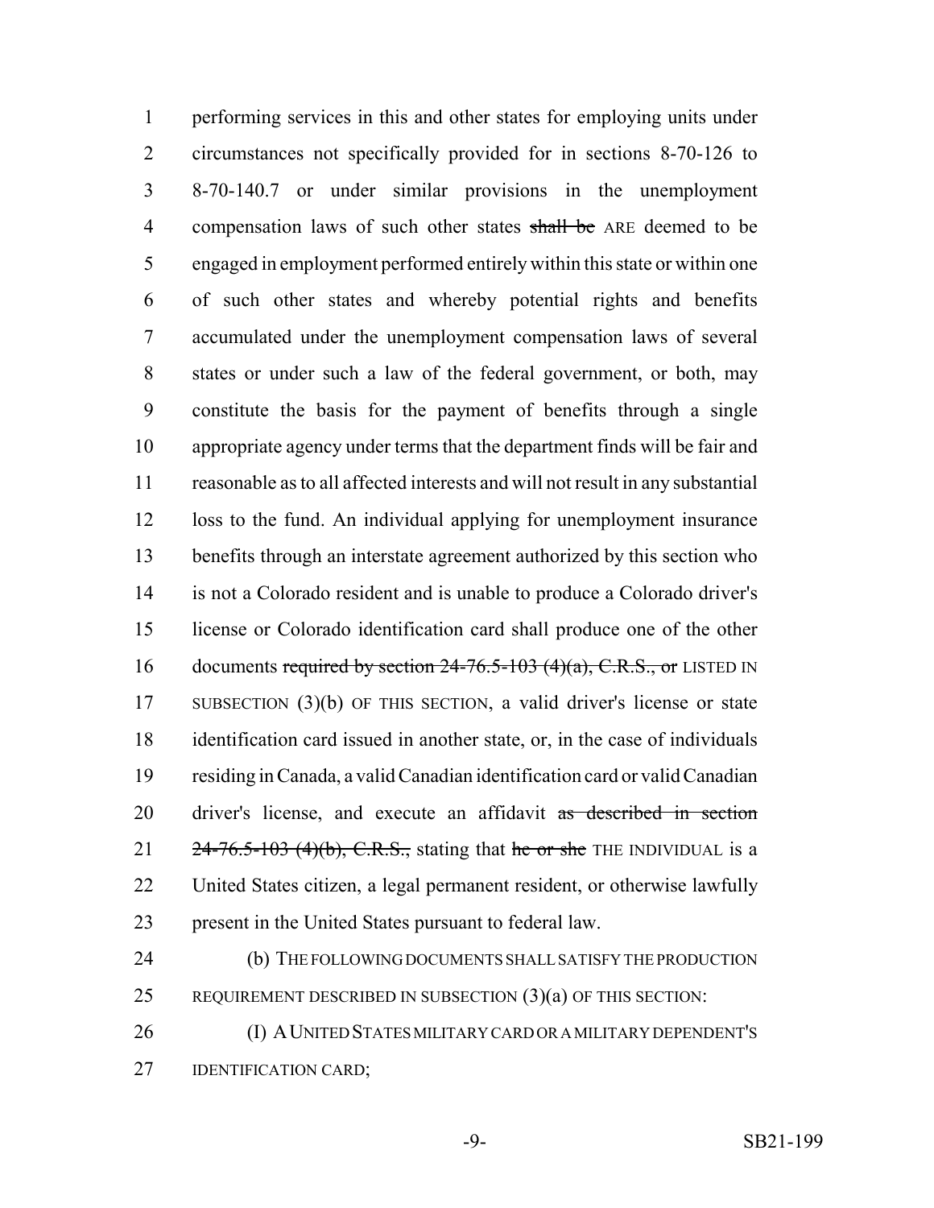performing services in this and other states for employing units under circumstances not specifically provided for in sections 8-70-126 to 8-70-140.7 or under similar provisions in the unemployment compensation laws of such other states ~~shall be~~ ARE deemed to be engaged in employment performed entirely within this state or within one of such other states and whereby potential rights and benefits accumulated under the unemployment compensation laws of several states or under such a law of the federal government, or both, may constitute the basis for the payment of benefits through a single appropriate agency under terms that the department finds will be fair and reasonable as to all affected interests and will not result in any substantial loss to the fund. An individual applying for unemployment insurance benefits through an interstate agreement authorized by this section who is not a Colorado resident and is unable to produce a Colorado driver's license or Colorado identification card shall produce one of the other documents ~~required by section 24-76.5-103 (4)(a), C.R.S., or~~ LISTED IN SUBSECTION (3)(b) OF THIS SECTION, a valid driver's license or state identification card issued in another state, or, in the case of individuals residing in Canada, a valid Canadian identification card or valid Canadian driver's license, and execute an affidavit ~~as described in section 24-76.5-103 (4)(b), C.R.S.,~~ stating that ~~he or she~~ THE INDIVIDUAL is a United States citizen, a legal permanent resident, or otherwise lawfully present in the United States pursuant to federal law.

(b) THE FOLLOWING DOCUMENTS SHALL SATISFY THE PRODUCTION REQUIREMENT DESCRIBED IN SUBSECTION (3)(a) OF THIS SECTION:

(I) A UNITED STATES MILITARY CARD OR A MILITARY DEPENDENT'S IDENTIFICATION CARD;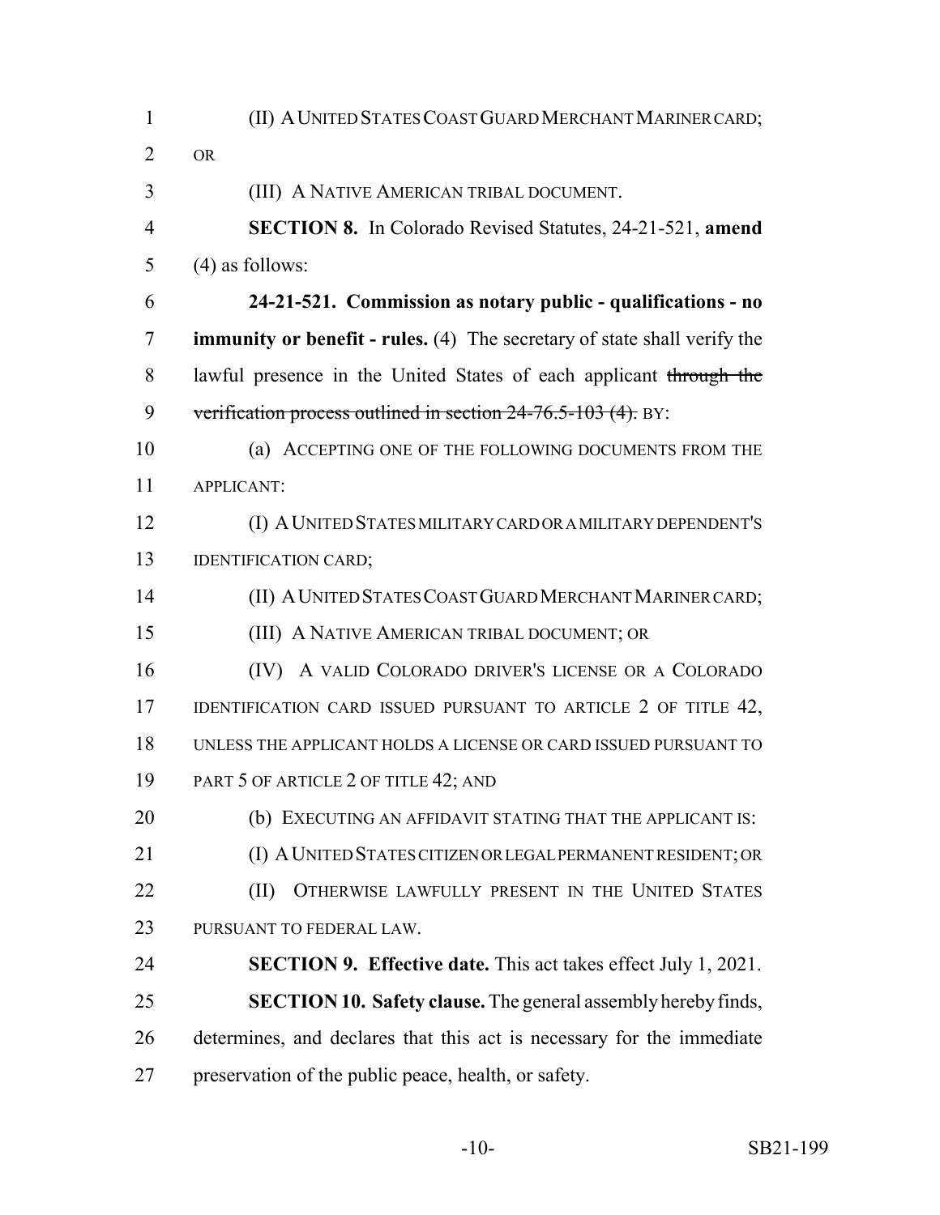(II) A UNITED STATES COAST GUARD MERCHANT MARINER CARD; OR

(III) A NATIVE AMERICAN TRIBAL DOCUMENT.

**SECTION 8.** In Colorado Revised Statutes, 24-21-521, **amend** (4) as follows:

**24-21-521. Commission as notary public - qualifications - no immunity or benefit - rules.** (4) The secretary of state shall verify the lawful presence in the United States of each applicant ~~through the verification process outlined in section 24-76.5-103 (4).~~ BY:

(a) ACCEPTING ONE OF THE FOLLOWING DOCUMENTS FROM THE APPLICANT:

(I) A UNITED STATES MILITARY CARD OR A MILITARY DEPENDENT'S IDENTIFICATION CARD;

(II) A UNITED STATES COAST GUARD MERCHANT MARINER CARD;

(III) A NATIVE AMERICAN TRIBAL DOCUMENT; OR

(IV) A VALID COLORADO DRIVER'S LICENSE OR A COLORADO IDENTIFICATION CARD ISSUED PURSUANT TO ARTICLE 2 OF TITLE 42, UNLESS THE APPLICANT HOLDS A LICENSE OR CARD ISSUED PURSUANT TO PART 5 OF ARTICLE 2 OF TITLE 42; AND

(b) EXECUTING AN AFFIDAVIT STATING THAT THE APPLICANT IS:

(I) A UNITED STATES CITIZEN OR LEGAL PERMANENT RESIDENT; OR

(II) OTHERWISE LAWFULLY PRESENT IN THE UNITED STATES PURSUANT TO FEDERAL LAW.

**SECTION 9. Effective date.** This act takes effect July 1, 2021.

**SECTION 10. Safety clause.** The general assembly hereby finds, determines, and declares that this act is necessary for the immediate preservation of the public peace, health, or safety.